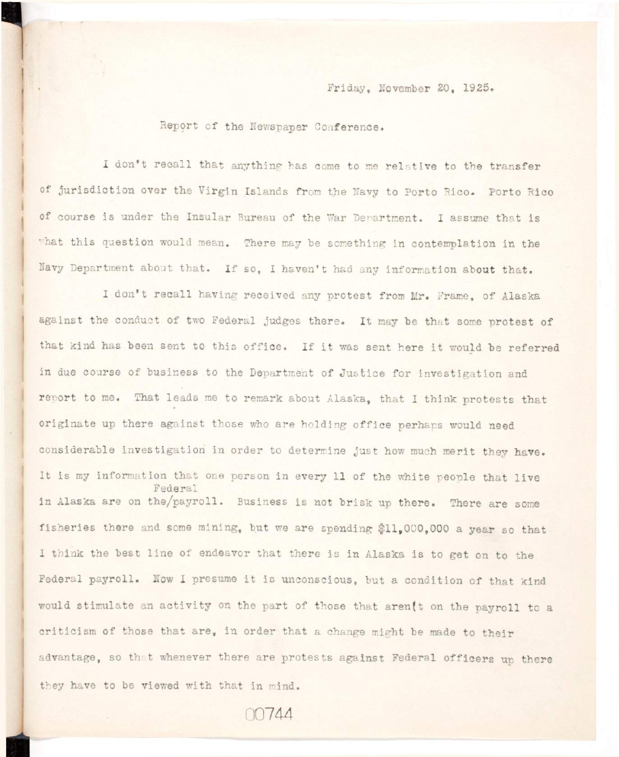Friday, November 20, 1925.

Report of the Newspaper Conference.

I don't recall that anything has come to me relative to the transfer of jurisdiction over the Virgin Islands from the Navy to Porto Rico. Porto Rico of course is under the Insular Bureau of the War Department. I assume that is what this question would mean. There may be something in contemplation in the Navy Department about that. If so, I haven't had any information about that.

I don't recall having received any protest from Mr. Frame, of Alaska against the conduct of two Federal judges there. It may be that some protest of that kind has been sent to this office. If it was sent here it would be referred in due course of business to the Department of Justice for investigation and report to me. That leads me to remark about Alaska, that I think protests that originate up there against those who are holding office perhaps would need considerable investigation in order to determine just how much merit they have. It is my information that one person in every 11 of the white people that live in Alaska are on the Federal payroll. Business is not brisk up there. There are some fisheries there and some mining, but we are spending $11,000,000 a year so that I think the best line of endeavor that there is in Alaska is to get on to the Federal payroll. Now I presume it is unconscious, but a condition of that kind would stimulate an activity on the part of those that aren't on the payroll to a criticism of those that are, in order that a change might be made to their advantage, so that whenever there are protests against Federal officers up there they have to be viewed with that in mind.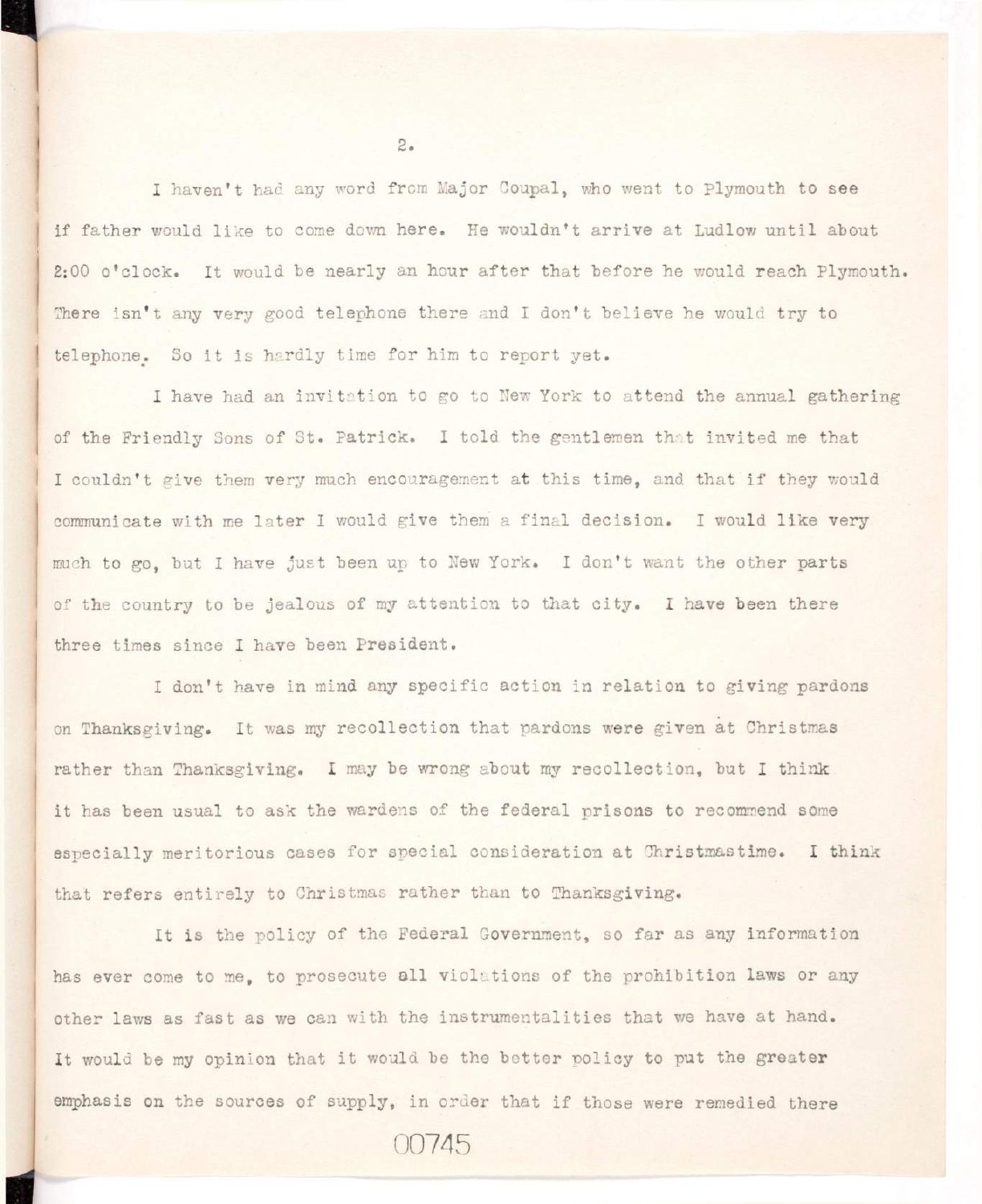I haven't had any word from Major Coupal, who went to Plymouth to see if father would like to come down here. He wouldn't arrive at Ludlow until about 2:00 o'clock. It would be nearly an hour after that before he would reach Plymouth. There isn't any very good telephone there and I don't believe he would try to telephone. So it is hardly time for him to report yet.

I have had an invitation to go to New York to attend the annual gathering of the Friendly Sons of St. Patrick. I told the gentlemen that invited me that I couldn't give them very much encouragement at this time, and that if they would communicate with me later I would give them a final decision. I would like very much to go, but I have just been up to New York. I don't want the other parts of the country to be jealous of my attention to that city. I have been there three times since I have been President.

I don't have in mind any specific action in relation to giving pardons on Thanksgiving. It was my recollection that pardons were given at Christmas rather than Thanksgiving. I may be wrong about my recollection, but I think it has been usual to ask the wardens of the federal prisons to recommend some especially meritorious cases for special consideration at Christmastime. I think that refers entirely to Christmas rather than to Thanksgiving.

It is the policy of the Federal Government, so far as any information has ever come to me, to prosecute all violations of the prohibition laws or any other laws as fast as we can with the instrumentalities that we have at hand. It would be my opinion that it would be the better policy to put the greater emphasis on the sources of supply, in order that if those were remedied there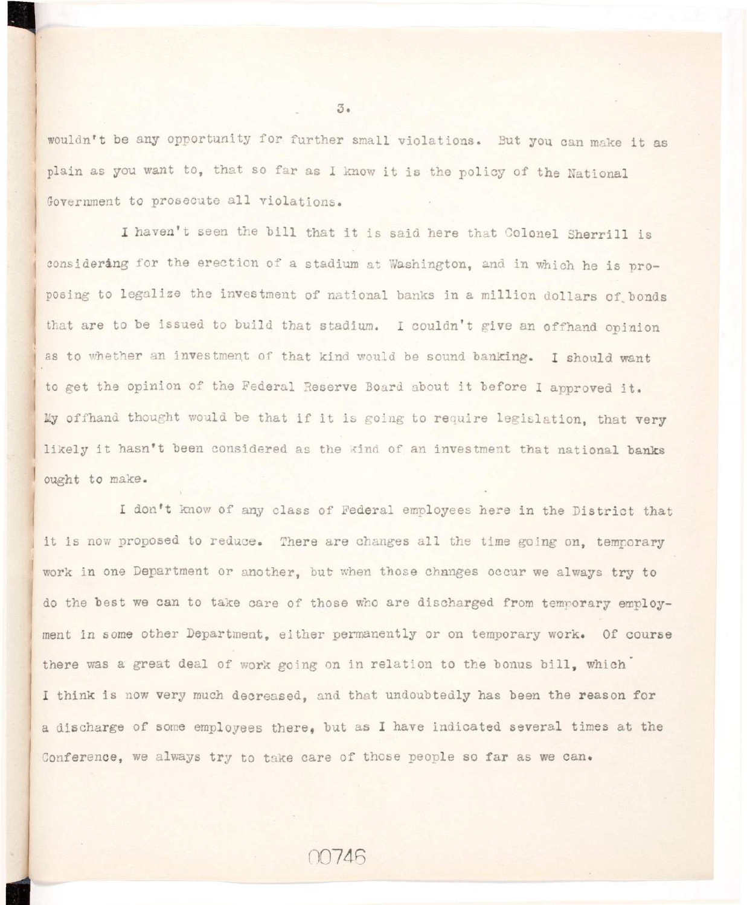wouldn't be any opportunity for further small violations. But you can make it as plain as you want to, that so far as I know it is the policy of the National Government to prosecute all violations.

I haven't seen the bill that it is said here that Colonel Sherrill is considering for the erection of a stadium at Washington, and in which he is proposing to legalize the investment of national banks in a million dollars of bonds that are to be issued to build that stadium. I couldn't give an offhand opinion as to whether an investment of that kind would be sound banking. I should want to get the opinion of the Federal Reserve Board about it before I approved it. My offhand thought would be that if it is going to require legislation, that very likely it hasn't been considered as the kind of an investment that national banks ought to make.

I don't know of any class of Federal employees here in the District that it is now proposed to reduce. There are changes all the time going on, temporary work in one Department or another, but when those changes occur we always try to do the best we can to take care of those who are discharged from temporary employment in some other Department, either permanently or on temporary work. Of course there was a great deal of work going on in relation to the bonus bill, which I think is now very much decreased, and that undoubtedly has been the reason for a discharge of some employees there, but as I have indicated several times at the Conference, we always try to take care of those people so far as we can.